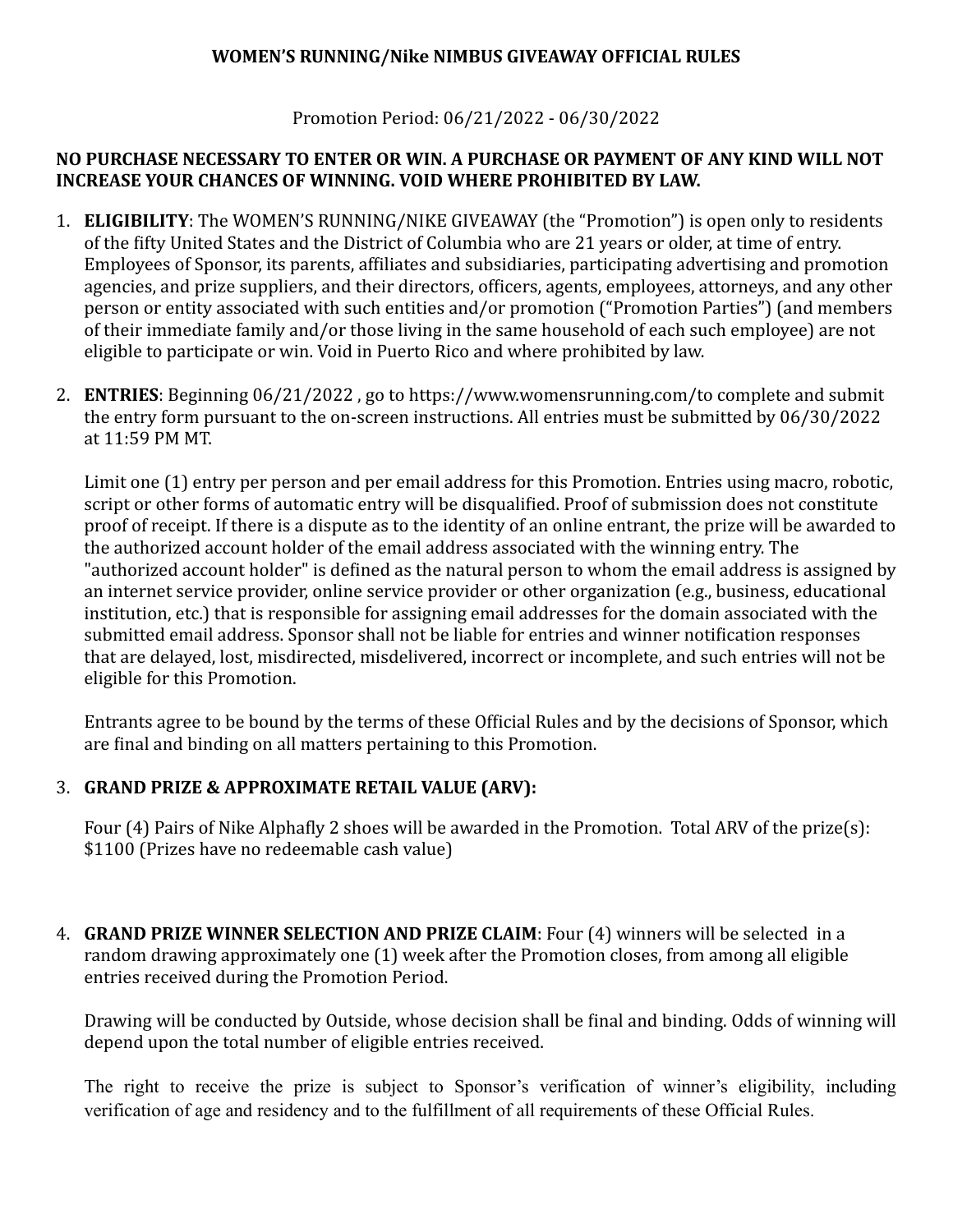**WOMEN'S RUNNING/Nike NIMBUS GIVEAWAY OFFICIAL RULES**

Promotion Period: 06/21/2022 - 06/30/2022

**NO PURCHASE NECESSARY TO ENTER OR WIN. A PURCHASE OR PAYMENT OF ANY KIND WILL NOT INCREASE YOUR CHANCES OF WINNING. VOID WHERE PROHIBITED BY LAW.**

1. **ELIGIBILITY**: The WOMEN'S RUNNING/NIKE GIVEAWAY (the "Promotion") is open only to residents of the fifty United States and the District of Columbia who are 21 years or older, at time of entry. Employees of Sponsor, its parents, affiliates and subsidiaries, participating advertising and promotion agencies, and prize suppliers, and their directors, officers, agents, employees, attorneys, and any other person or entity associated with such entities and/or promotion ("Promotion Parties") (and members of their immediate family and/or those living in the same household of each such employee) are not eligible to participate or win. Void in Puerto Rico and where prohibited by law.

2. **ENTRIES**: Beginning 06/21/2022 , go to https://www.womensrunning.com/to complete and submit the entry form pursuant to the on-screen instructions. All entries must be submitted by 06/30/2022 at 11:59 PM MT.

   Limit one (1) entry per person and per email address for this Promotion. Entries using macro, robotic, script or other forms of automatic entry will be disqualified. Proof of submission does not constitute proof of receipt. If there is a dispute as to the identity of an online entrant, the prize will be awarded to the authorized account holder of the email address associated with the winning entry. The "authorized account holder" is defined as the natural person to whom the email address is assigned by an internet service provider, online service provider or other organization (e.g., business, educational institution, etc.) that is responsible for assigning email addresses for the domain associated with the submitted email address. Sponsor shall not be liable for entries and winner notification responses that are delayed, lost, misdirected, misdelivered, incorrect or incomplete, and such entries will not be eligible for this Promotion.

   Entrants agree to be bound by the terms of these Official Rules and by the decisions of Sponsor, which are final and binding on all matters pertaining to this Promotion.

3. **GRAND PRIZE & APPROXIMATE RETAIL VALUE (ARV):**

   Four (4) Pairs of Nike Alphafly 2 shoes will be awarded in the Promotion. Total ARV of the prize(s): $1100 (Prizes have no redeemable cash value)

4. **GRAND PRIZE WINNER SELECTION AND PRIZE CLAIM**: Four (4) winners will be selected in a random drawing approximately one (1) week after the Promotion closes, from among all eligible entries received during the Promotion Period.

   Drawing will be conducted by Outside, whose decision shall be final and binding. Odds of winning will depend upon the total number of eligible entries received.

   The right to receive the prize is subject to Sponsor's verification of winner's eligibility, including verification of age and residency and to the fulfillment of all requirements of these Official Rules.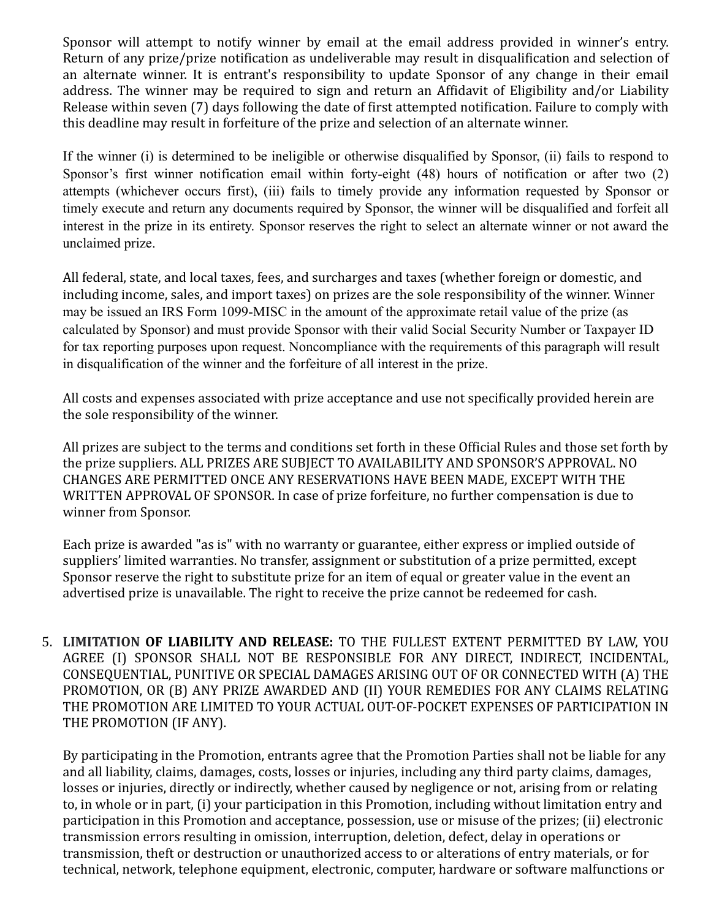Sponsor will attempt to notify winner by email at the email address provided in winner's entry. Return of any prize/prize notification as undeliverable may result in disqualification and selection of an alternate winner. It is entrant's responsibility to update Sponsor of any change in their email address. The winner may be required to sign and return an Affidavit of Eligibility and/or Liability Release within seven (7) days following the date of first attempted notification. Failure to comply with this deadline may result in forfeiture of the prize and selection of an alternate winner.

If the winner (i) is determined to be ineligible or otherwise disqualified by Sponsor, (ii) fails to respond to Sponsor's first winner notification email within forty-eight (48) hours of notification or after two (2) attempts (whichever occurs first), (iii) fails to timely provide any information requested by Sponsor or timely execute and return any documents required by Sponsor, the winner will be disqualified and forfeit all interest in the prize in its entirety. Sponsor reserves the right to select an alternate winner or not award the unclaimed prize.

All federal, state, and local taxes, fees, and surcharges and taxes (whether foreign or domestic, and including income, sales, and import taxes) on prizes are the sole responsibility of the winner. Winner may be issued an IRS Form 1099-MISC in the amount of the approximate retail value of the prize (as calculated by Sponsor) and must provide Sponsor with their valid Social Security Number or Taxpayer ID for tax reporting purposes upon request. Noncompliance with the requirements of this paragraph will result in disqualification of the winner and the forfeiture of all interest in the prize.

All costs and expenses associated with prize acceptance and use not specifically provided herein are the sole responsibility of the winner.

All prizes are subject to the terms and conditions set forth in these Official Rules and those set forth by the prize suppliers. ALL PRIZES ARE SUBJECT TO AVAILABILITY AND SPONSOR'S APPROVAL. NO CHANGES ARE PERMITTED ONCE ANY RESERVATIONS HAVE BEEN MADE, EXCEPT WITH THE WRITTEN APPROVAL OF SPONSOR. In case of prize forfeiture, no further compensation is due to winner from Sponsor.

Each prize is awarded "as is" with no warranty or guarantee, either express or implied outside of suppliers' limited warranties. No transfer, assignment or substitution of a prize permitted, except Sponsor reserve the right to substitute prize for an item of equal or greater value in the event an advertised prize is unavailable. The right to receive the prize cannot be redeemed for cash.

5. **LIMITATION OF LIABILITY AND RELEASE:** TO THE FULLEST EXTENT PERMITTED BY LAW, YOU AGREE (I) SPONSOR SHALL NOT BE RESPONSIBLE FOR ANY DIRECT, INDIRECT, INCIDENTAL, CONSEQUENTIAL, PUNITIVE OR SPECIAL DAMAGES ARISING OUT OF OR CONNECTED WITH (A) THE PROMOTION, OR (B) ANY PRIZE AWARDED AND (II) YOUR REMEDIES FOR ANY CLAIMS RELATING THE PROMOTION ARE LIMITED TO YOUR ACTUAL OUT-OF-POCKET EXPENSES OF PARTICIPATION IN THE PROMOTION (IF ANY).

   By participating in the Promotion, entrants agree that the Promotion Parties shall not be liable for any and all liability, claims, damages, costs, losses or injuries, including any third party claims, damages, losses or injuries, directly or indirectly, whether caused by negligence or not, arising from or relating to, in whole or in part, (i) your participation in this Promotion, including without limitation entry and participation in this Promotion and acceptance, possession, use or misuse of the prizes; (ii) electronic transmission errors resulting in omission, interruption, deletion, defect, delay in operations or transmission, theft or destruction or unauthorized access to or alterations of entry materials, or for technical, network, telephone equipment, electronic, computer, hardware or software malfunctions or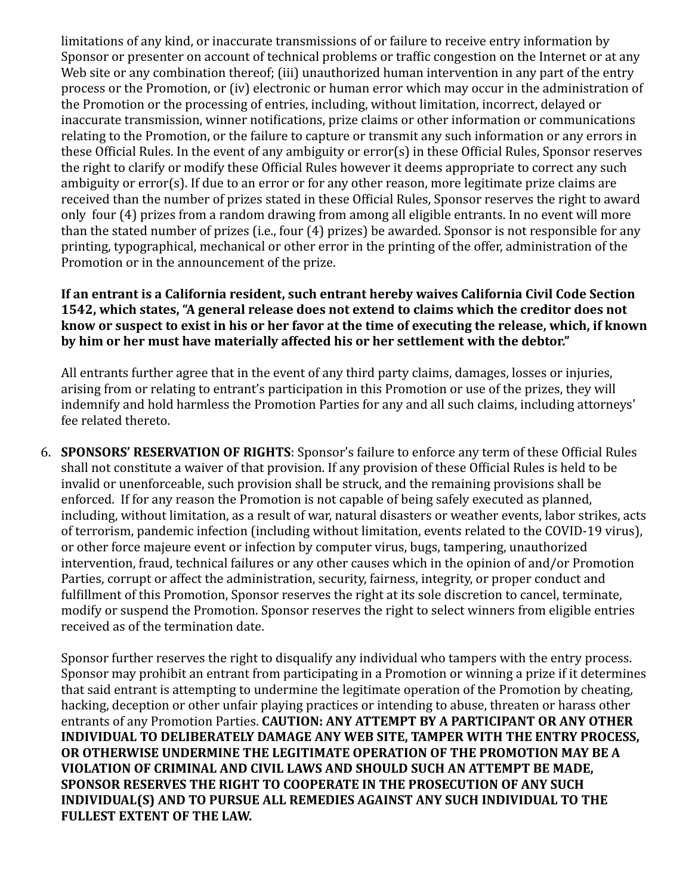limitations of any kind, or inaccurate transmissions of or failure to receive entry information by Sponsor or presenter on account of technical problems or traffic congestion on the Internet or at any Web site or any combination thereof; (iii) unauthorized human intervention in any part of the entry process or the Promotion, or (iv) electronic or human error which may occur in the administration of the Promotion or the processing of entries, including, without limitation, incorrect, delayed or inaccurate transmission, winner notifications, prize claims or other information or communications relating to the Promotion, or the failure to capture or transmit any such information or any errors in these Official Rules. In the event of any ambiguity or error(s) in these Official Rules, Sponsor reserves the right to clarify or modify these Official Rules however it deems appropriate to correct any such ambiguity or error(s). If due to an error or for any other reason, more legitimate prize claims are received than the number of prizes stated in these Official Rules, Sponsor reserves the right to award only four (4) prizes from a random drawing from among all eligible entrants. In no event will more than the stated number of prizes (i.e., four (4) prizes) be awarded. Sponsor is not responsible for any printing, typographical, mechanical or other error in the printing of the offer, administration of the Promotion or in the announcement of the prize.

**If an entrant is a California resident, such entrant hereby waives California Civil Code Section 1542, which states, "A general release does not extend to claims which the creditor does not know or suspect to exist in his or her favor at the time of executing the release, which, if known by him or her must have materially affected his or her settlement with the debtor."**

All entrants further agree that in the event of any third party claims, damages, losses or injuries, arising from or relating to entrant's participation in this Promotion or use of the prizes, they will indemnify and hold harmless the Promotion Parties for any and all such claims, including attorneys' fee related thereto.

6. **SPONSORS' RESERVATION OF RIGHTS**: Sponsor's failure to enforce any term of these Official Rules shall not constitute a waiver of that provision. If any provision of these Official Rules is held to be invalid or unenforceable, such provision shall be struck, and the remaining provisions shall be enforced. If for any reason the Promotion is not capable of being safely executed as planned, including, without limitation, as a result of war, natural disasters or weather events, labor strikes, acts of terrorism, pandemic infection (including without limitation, events related to the COVID-19 virus), or other force majeure event or infection by computer virus, bugs, tampering, unauthorized intervention, fraud, technical failures or any other causes which in the opinion of and/or Promotion Parties, corrupt or affect the administration, security, fairness, integrity, or proper conduct and fulfillment of this Promotion, Sponsor reserves the right at its sole discretion to cancel, terminate, modify or suspend the Promotion. Sponsor reserves the right to select winners from eligible entries received as of the termination date.

   Sponsor further reserves the right to disqualify any individual who tampers with the entry process. Sponsor may prohibit an entrant from participating in a Promotion or winning a prize if it determines that said entrant is attempting to undermine the legitimate operation of the Promotion by cheating, hacking, deception or other unfair playing practices or intending to abuse, threaten or harass other entrants of any Promotion Parties. **CAUTION: ANY ATTEMPT BY A PARTICIPANT OR ANY OTHER INDIVIDUAL TO DELIBERATELY DAMAGE ANY WEB SITE, TAMPER WITH THE ENTRY PROCESS, OR OTHERWISE UNDERMINE THE LEGITIMATE OPERATION OF THE PROMOTION MAY BE A VIOLATION OF CRIMINAL AND CIVIL LAWS AND SHOULD SUCH AN ATTEMPT BE MADE, SPONSOR RESERVES THE RIGHT TO COOPERATE IN THE PROSECUTION OF ANY SUCH INDIVIDUAL(S) AND TO PURSUE ALL REMEDIES AGAINST ANY SUCH INDIVIDUAL TO THE FULLEST EXTENT OF THE LAW.**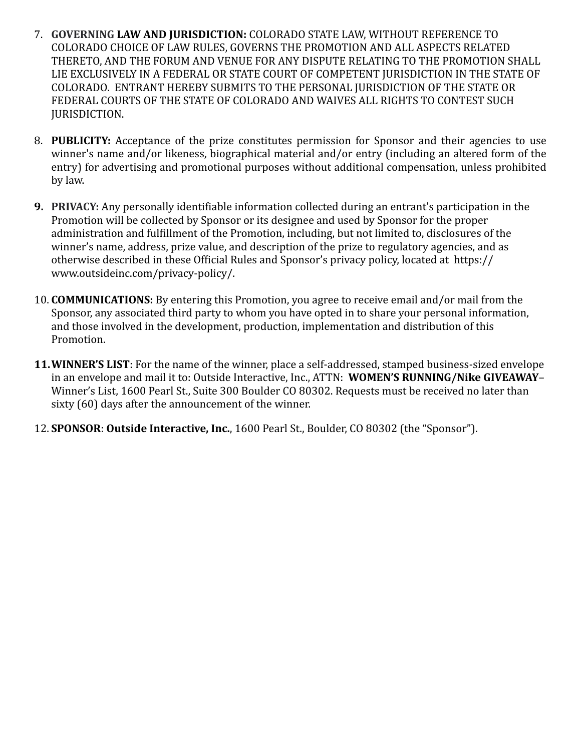7. **GOVERNING LAW AND JURISDICTION:** COLORADO STATE LAW, WITHOUT REFERENCE TO COLORADO CHOICE OF LAW RULES, GOVERNS THE PROMOTION AND ALL ASPECTS RELATED THERETO, AND THE FORUM AND VENUE FOR ANY DISPUTE RELATING TO THE PROMOTION SHALL LIE EXCLUSIVELY IN A FEDERAL OR STATE COURT OF COMPETENT JURISDICTION IN THE STATE OF COLORADO. ENTRANT HEREBY SUBMITS TO THE PERSONAL JURISDICTION OF THE STATE OR FEDERAL COURTS OF THE STATE OF COLORADO AND WAIVES ALL RIGHTS TO CONTEST SUCH JURISDICTION.

8. **PUBLICITY:** Acceptance of the prize constitutes permission for Sponsor and their agencies to use winner's name and/or likeness, biographical material and/or entry (including an altered form of the entry) for advertising and promotional purposes without additional compensation, unless prohibited by law.

9. **PRIVACY:** Any personally identifiable information collected during an entrant's participation in the Promotion will be collected by Sponsor or its designee and used by Sponsor for the proper administration and fulfillment of the Promotion, including, but not limited to, disclosures of the winner's name, address, prize value, and description of the prize to regulatory agencies, and as otherwise described in these Official Rules and Sponsor's privacy policy, located at https://www.outsideinc.com/privacy-policy/.

10. **COMMUNICATIONS:** By entering this Promotion, you agree to receive email and/or mail from the Sponsor, any associated third party to whom you have opted in to share your personal information, and those involved in the development, production, implementation and distribution of this Promotion.

11. **WINNER'S LIST**: For the name of the winner, place a self-addressed, stamped business-sized envelope in an envelope and mail it to: Outside Interactive, Inc., ATTN: **WOMEN'S RUNNING/Nike GIVEAWAY**– Winner's List, 1600 Pearl St., Suite 300 Boulder CO 80302. Requests must be received no later than sixty (60) days after the announcement of the winner.

12. **SPONSOR**: **Outside Interactive, Inc.**, 1600 Pearl St., Boulder, CO 80302 (the "Sponsor").